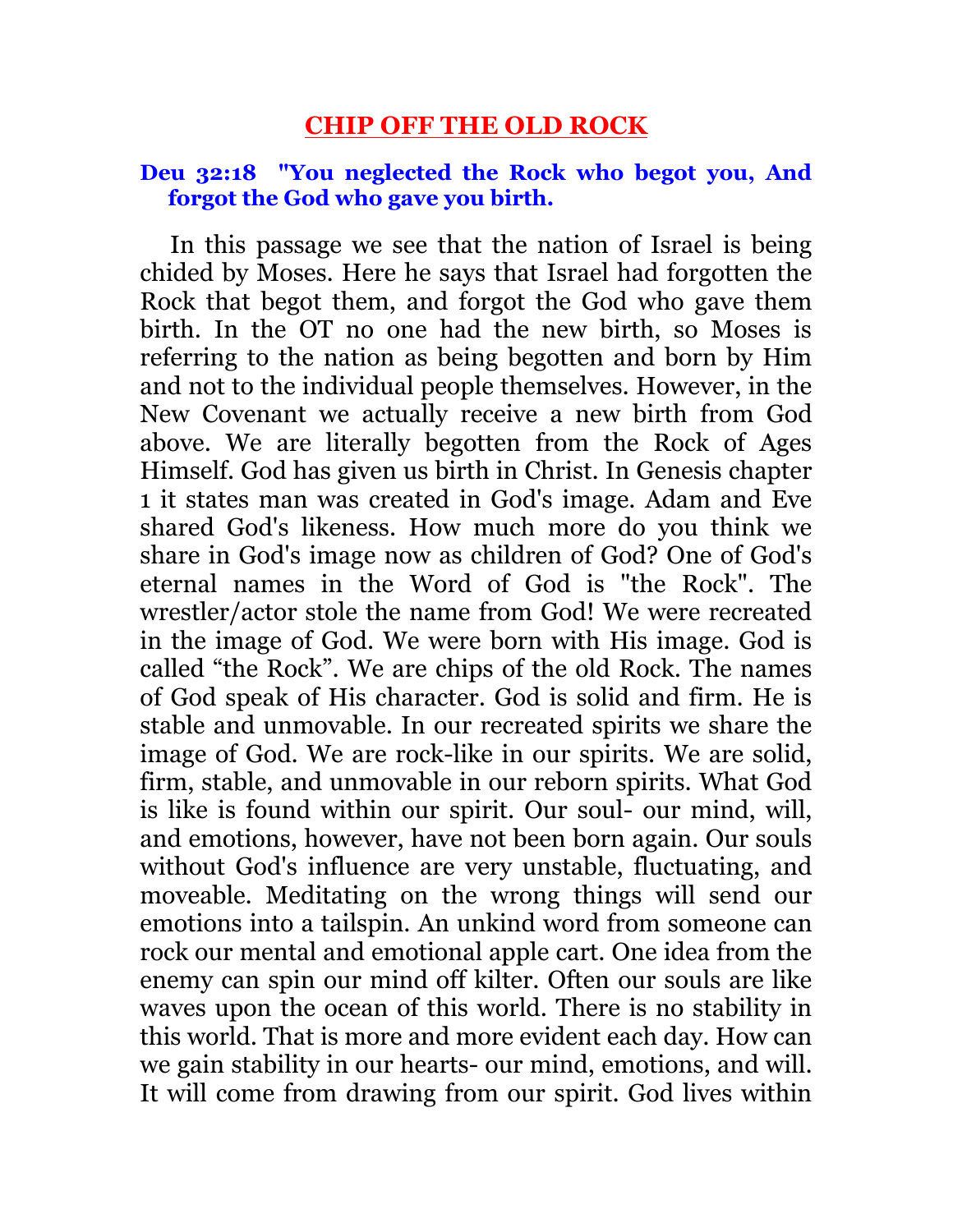# CHIP OFF THE OLD ROCK

**Deu 32:18 "You neglected the Rock who begot you, And forgot the God who gave you birth.**

In this passage we see that the nation of Israel is being chided by Moses. Here he says that Israel had forgotten the Rock that begot them, and forgot the God who gave them birth. In the OT no one had the new birth, so Moses is referring to the nation as being begotten and born by Him and not to the individual people themselves. However, in the New Covenant we actually receive a new birth from God above. We are literally begotten from the Rock of Ages Himself. God has given us birth in Christ. In Genesis chapter 1 it states man was created in God's image. Adam and Eve shared God's likeness. How much more do you think we share in God's image now as children of God? One of God's eternal names in the Word of God is "the Rock". The wrestler/actor stole the name from God! We were recreated in the image of God. We were born with His image. God is called "the Rock". We are chips of the old Rock. The names of God speak of His character. God is solid and firm. He is stable and unmovable. In our recreated spirits we share the image of God. We are rock-like in our spirits. We are solid, firm, stable, and unmovable in our reborn spirits. What God is like is found within our spirit. Our soul- our mind, will, and emotions, however, have not been born again. Our souls without God's influence are very unstable, fluctuating, and moveable. Meditating on the wrong things will send our emotions into a tailspin. An unkind word from someone can rock our mental and emotional apple cart. One idea from the enemy can spin our mind off kilter. Often our souls are like waves upon the ocean of this world. There is no stability in this world. That is more and more evident each day. How can we gain stability in our hearts- our mind, emotions, and will. It will come from drawing from our spirit. God lives within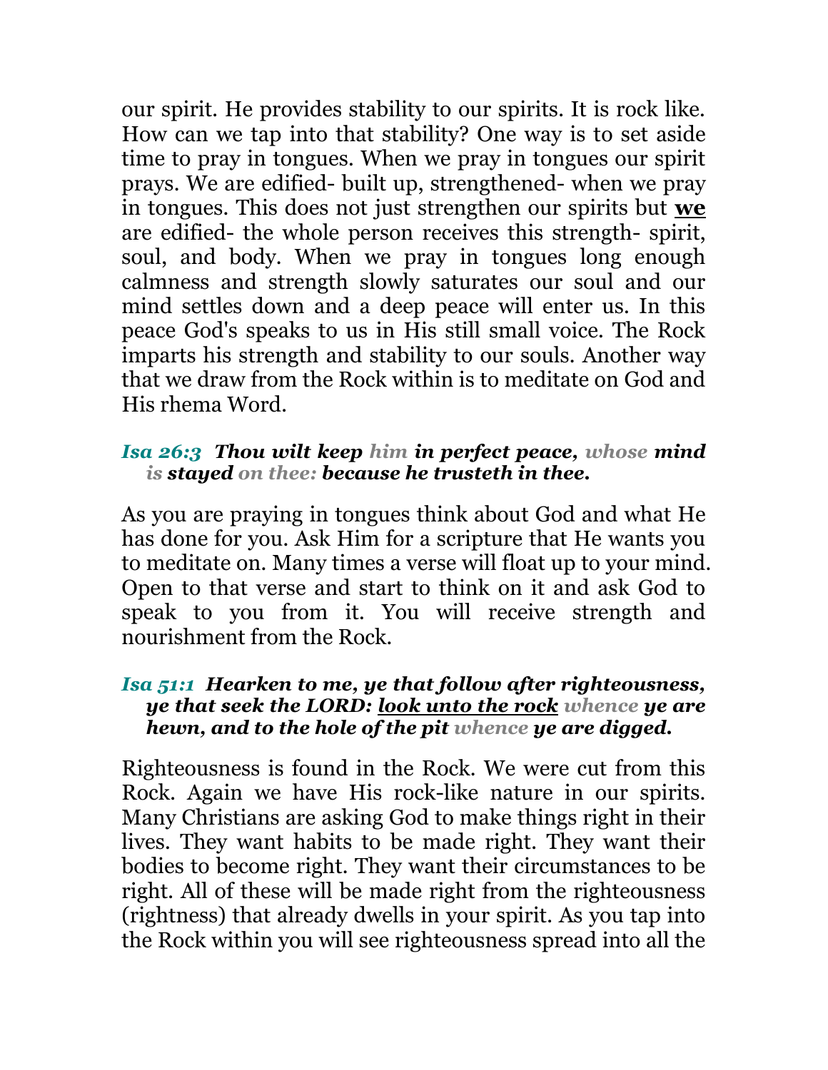our spirit. He provides stability to our spirits. It is rock like. How can we tap into that stability? One way is to set aside time to pray in tongues. When we pray in tongues our spirit prays. We are edified- built up, strengthened- when we pray in tongues. This does not just strengthen our spirits but **<u>we</u>** are edified- the whole person receives this strength- spirit, soul, and body. When we pray in tongues long enough calmness and strength slowly saturates our soul and our mind settles down and a deep peace will enter us. In this peace God's speaks to us in His still small voice. The Rock imparts his strength and stability to our souls. Another way that we draw from the Rock within is to meditate on God and His rhema Word.

> ***Isa 26:3*** ***Thou wilt keep him in perfect peace, whose mind is stayed on thee: because he trusteth in thee.***

As you are praying in tongues think about God and what He has done for you. Ask Him for a scripture that He wants you to meditate on. Many times a verse will float up to your mind. Open to that verse and start to think on it and ask God to speak to you from it. You will receive strength and nourishment from the Rock.

> ***Isa 51:1*** ***Hearken to me, ye that follow after righteousness, ye that seek the LORD: <u>look unto the rock</u> whence ye are hewn, and to the hole of the pit whence ye are digged.***

Righteousness is found in the Rock. We were cut from this Rock. Again we have His rock-like nature in our spirits. Many Christians are asking God to make things right in their lives. They want habits to be made right. They want their bodies to become right. They want their circumstances to be right. All of these will be made right from the righteousness (rightness) that already dwells in your spirit. As you tap into the Rock within you will see righteousness spread into all the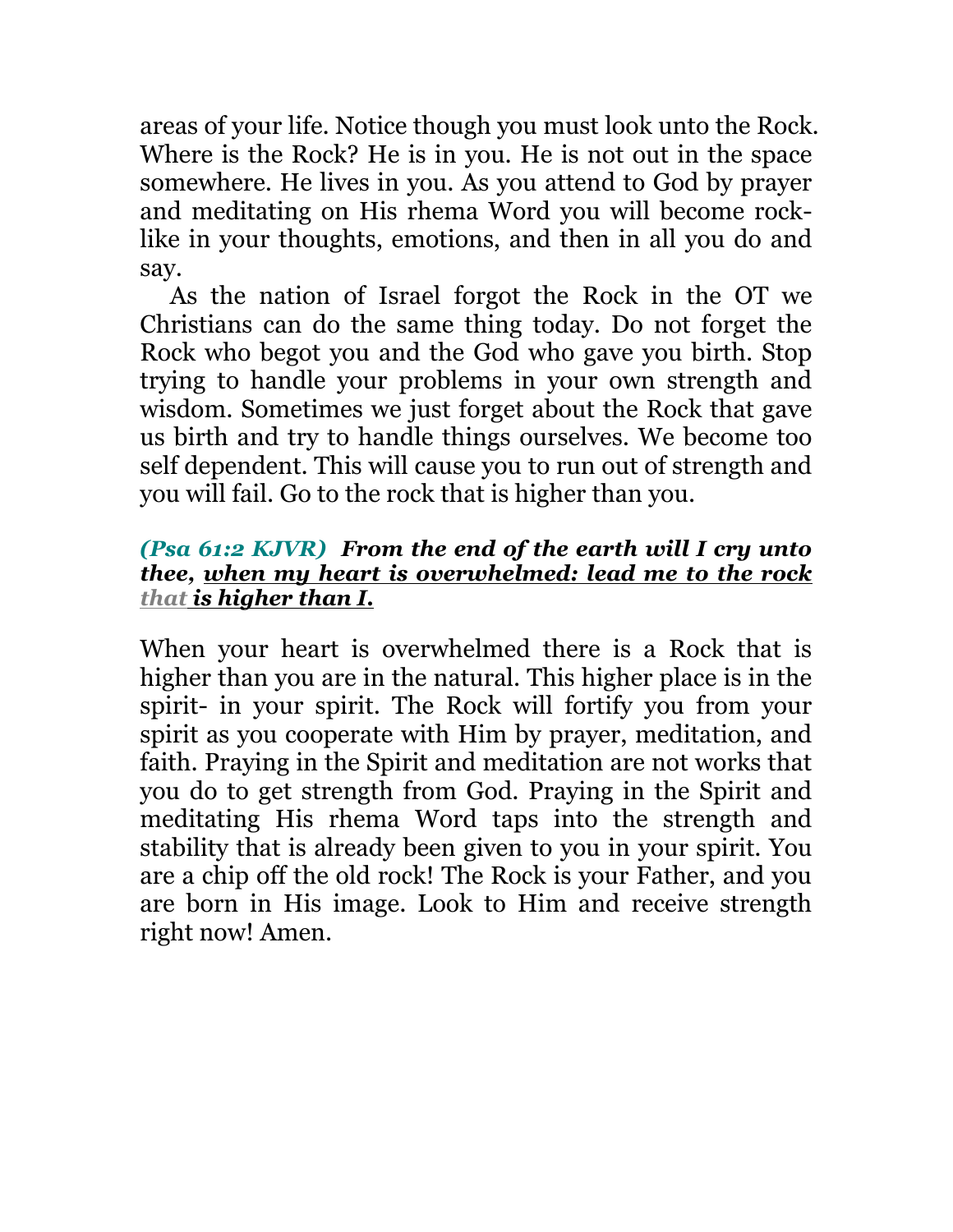areas of your life. Notice though you must look unto the Rock. Where is the Rock? He is in you. He is not out in the space somewhere. He lives in you. As you attend to God by prayer and meditating on His rhema Word you will become rock-like in your thoughts, emotions, and then in all you do and say.

As the nation of Israel forgot the Rock in the OT we Christians can do the same thing today. Do not forget the Rock who begot you and the God who gave you birth. Stop trying to handle your problems in your own strength and wisdom. Sometimes we just forget about the Rock that gave us birth and try to handle things ourselves. We become too self dependent. This will cause you to run out of strength and you will fail. Go to the rock that is higher than you.

***(Psa 61:2 KJVR)* From the end of the earth will I cry unto thee, <u>when my heart is overwhelmed: lead me to the rock that is higher than I.</u>**

When your heart is overwhelmed there is a Rock that is higher than you are in the natural. This higher place is in the spirit- in your spirit. The Rock will fortify you from your spirit as you cooperate with Him by prayer, meditation, and faith. Praying in the Spirit and meditation are not works that you do to get strength from God. Praying in the Spirit and meditating His rhema Word taps into the strength and stability that is already been given to you in your spirit. You are a chip off the old rock! The Rock is your Father, and you are born in His image. Look to Him and receive strength right now! Amen.